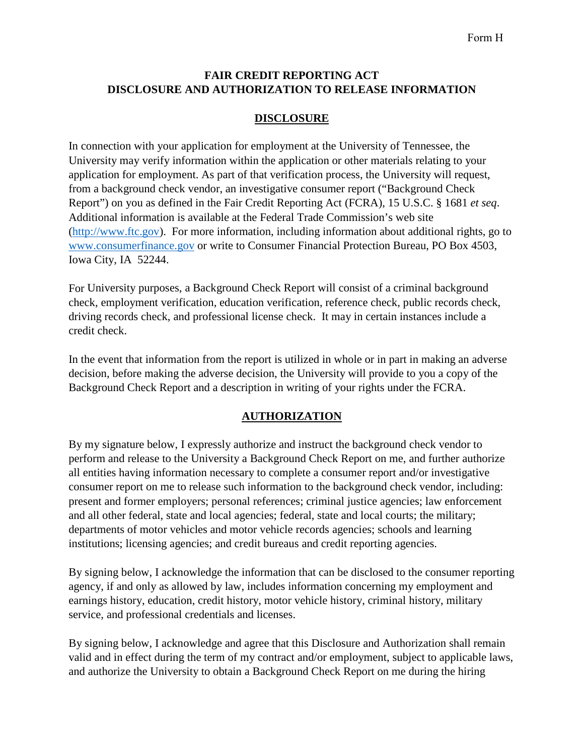Form H

**FAIR CREDIT REPORTING ACT**
**DISCLOSURE AND AUTHORIZATION TO RELEASE INFORMATION**

## DISCLOSURE

In connection with your application for employment at the University of Tennessee, the University may verify information within the application or other materials relating to your application for employment. As part of that verification process, the University will request, from a background check vendor, an investigative consumer report ("Background Check Report") on you as defined in the Fair Credit Reporting Act (FCRA), 15 U.S.C. § 1681 *et seq*. Additional information is available at the Federal Trade Commission's web site (http://www.ftc.gov). For more information, including information about additional rights, go to www.consumerfinance.gov or write to Consumer Financial Protection Bureau, PO Box 4503, Iowa City, IA 52244.

For University purposes, a Background Check Report will consist of a criminal background check, employment verification, education verification, reference check, public records check, driving records check, and professional license check. It may in certain instances include a credit check.

In the event that information from the report is utilized in whole or in part in making an adverse decision, before making the adverse decision, the University will provide to you a copy of the Background Check Report and a description in writing of your rights under the FCRA.

## AUTHORIZATION

By my signature below, I expressly authorize and instruct the background check vendor to perform and release to the University a Background Check Report on me, and further authorize all entities having information necessary to complete a consumer report and/or investigative consumer report on me to release such information to the background check vendor, including: present and former employers; personal references; criminal justice agencies; law enforcement and all other federal, state and local agencies; federal, state and local courts; the military; departments of motor vehicles and motor vehicle records agencies; schools and learning institutions; licensing agencies; and credit bureaus and credit reporting agencies.

By signing below, I acknowledge the information that can be disclosed to the consumer reporting agency, if and only as allowed by law, includes information concerning my employment and earnings history, education, credit history, motor vehicle history, criminal history, military service, and professional credentials and licenses.

By signing below, I acknowledge and agree that this Disclosure and Authorization shall remain valid and in effect during the term of my contract and/or employment, subject to applicable laws, and authorize the University to obtain a Background Check Report on me during the hiring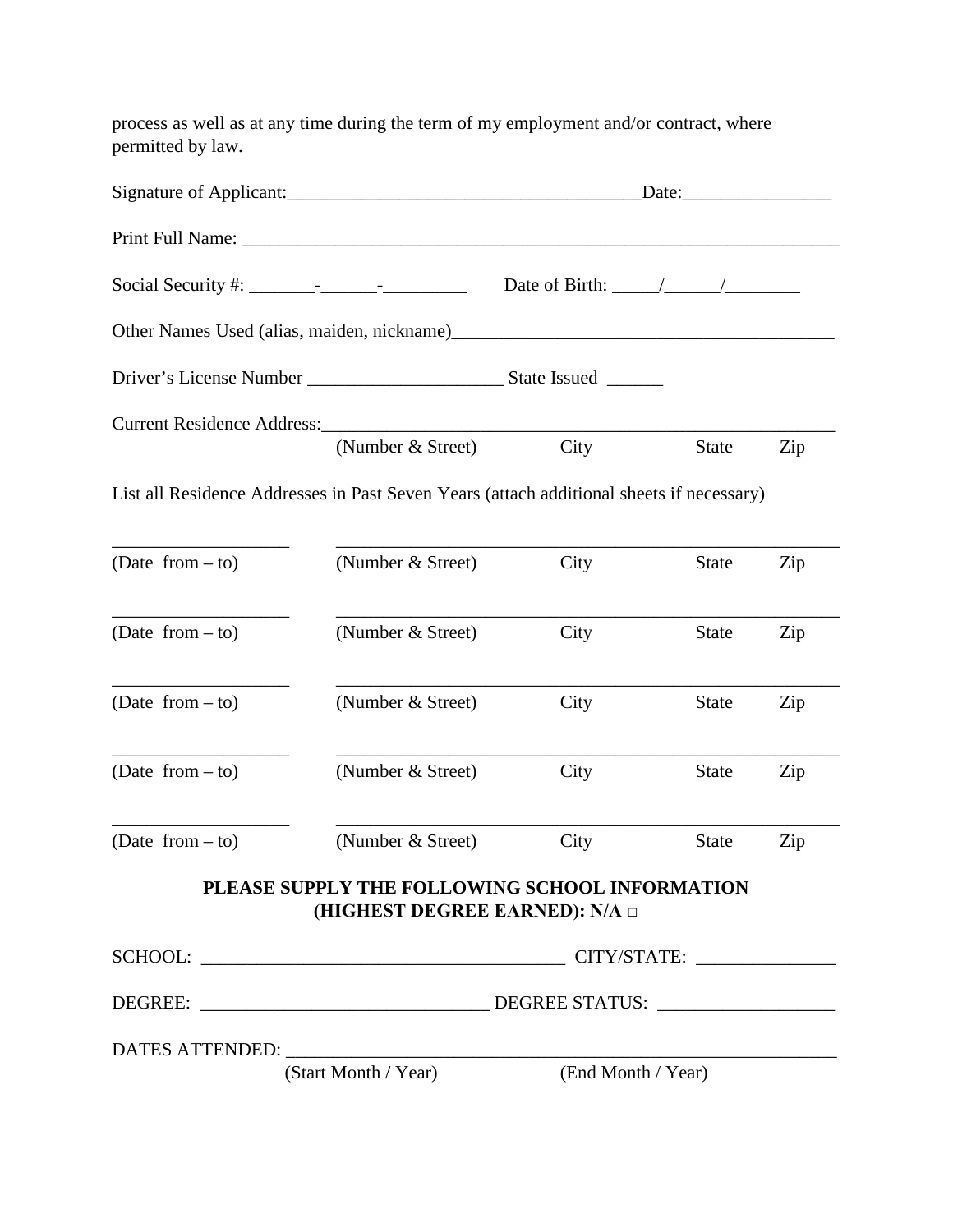process as well as at any time during the term of my employment and/or contract, where permitted by law.

Signature of Applicant:______________________________________Date:________________

Print Full Name: ____________________________________________________________________

Social Security #: _______-______-_________ Date of Birth: _____/______/________

Other Names Used (alias, maiden, nickname)_________________________________________

Driver's License Number _____________________ State Issued ______

Current Residence Address:________________________________________________________
(Number & Street) City State Zip

List all Residence Addresses in Past Seven Years (attach additional sheets if necessary)

| (Date from – to) | (Number & Street) | City | State | Zip |
|---|---|---|---|---|
| ___________________ | ___________________ | | | |
| ___________________ | ___________________ | | | |
| ___________________ | ___________________ | | | |
| ___________________ | ___________________ | | | |
| ___________________ | ___________________ | | | |

**PLEASE SUPPLY THE FOLLOWING SCHOOL INFORMATION (HIGHEST DEGREE EARNED): N/A □**

SCHOOL: ________________________________________ CITY/STATE: _______________

DEGREE: ______________________________ DEGREE STATUS: ___________________

DATES ATTENDED: _______________________________________________________________
(Start Month / Year) (End Month / Year)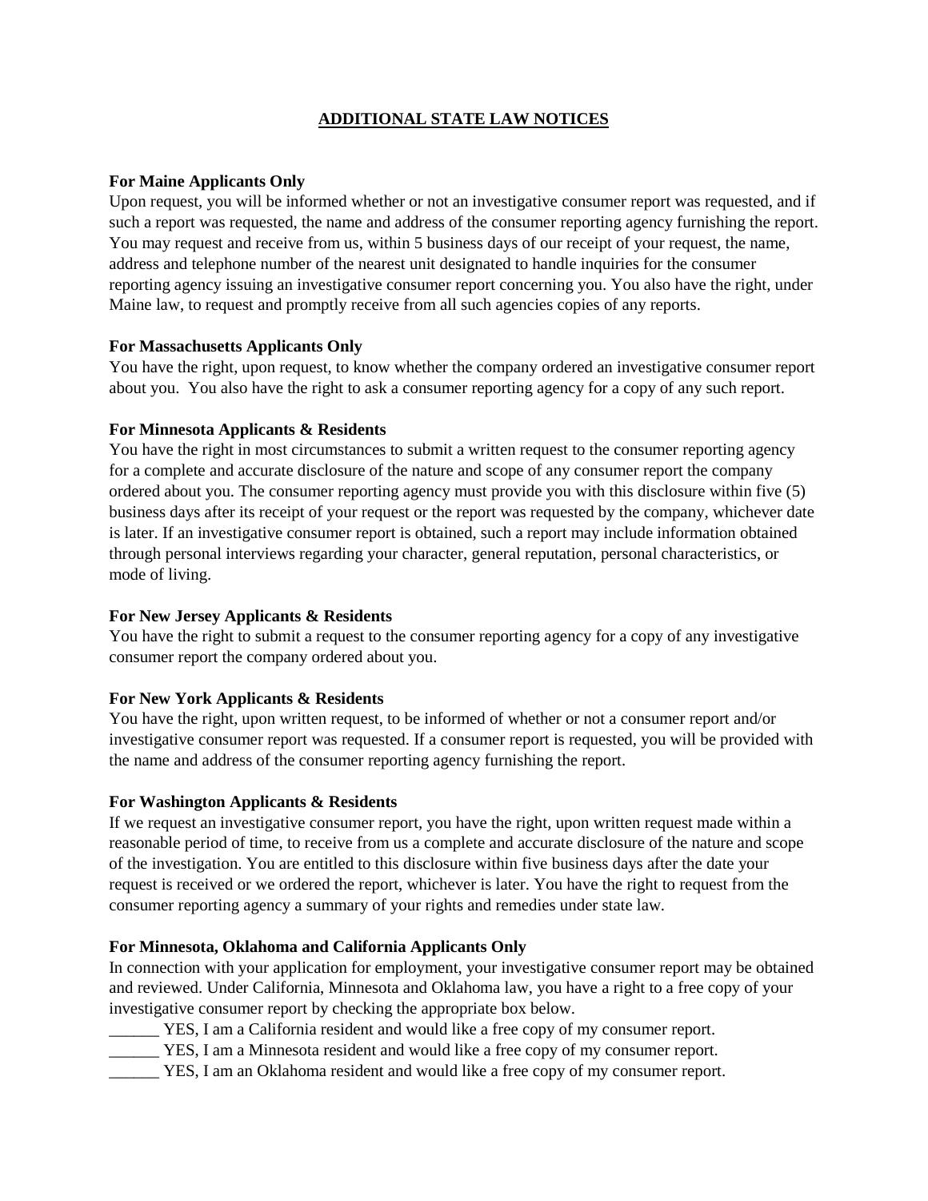## ADDITIONAL STATE LAW NOTICES

**For Maine Applicants Only**

Upon request, you will be informed whether or not an investigative consumer report was requested, and if such a report was requested, the name and address of the consumer reporting agency furnishing the report. You may request and receive from us, within 5 business days of our receipt of your request, the name, address and telephone number of the nearest unit designated to handle inquiries for the consumer reporting agency issuing an investigative consumer report concerning you. You also have the right, under Maine law, to request and promptly receive from all such agencies copies of any reports.

**For Massachusetts Applicants Only**

You have the right, upon request, to know whether the company ordered an investigative consumer report about you. You also have the right to ask a consumer reporting agency for a copy of any such report.

**For Minnesota Applicants & Residents**

You have the right in most circumstances to submit a written request to the consumer reporting agency for a complete and accurate disclosure of the nature and scope of any consumer report the company ordered about you. The consumer reporting agency must provide you with this disclosure within five (5) business days after its receipt of your request or the report was requested by the company, whichever date is later. If an investigative consumer report is obtained, such a report may include information obtained through personal interviews regarding your character, general reputation, personal characteristics, or mode of living.

**For New Jersey Applicants & Residents**

You have the right to submit a request to the consumer reporting agency for a copy of any investigative consumer report the company ordered about you.

**For New York Applicants & Residents**

You have the right, upon written request, to be informed of whether or not a consumer report and/or investigative consumer report was requested. If a consumer report is requested, you will be provided with the name and address of the consumer reporting agency furnishing the report.

**For Washington Applicants & Residents**

If we request an investigative consumer report, you have the right, upon written request made within a reasonable period of time, to receive from us a complete and accurate disclosure of the nature and scope of the investigation. You are entitled to this disclosure within five business days after the date your request is received or we ordered the report, whichever is later. You have the right to request from the consumer reporting agency a summary of your rights and remedies under state law.

**For Minnesota, Oklahoma and California Applicants Only**

In connection with your application for employment, your investigative consumer report may be obtained and reviewed. Under California, Minnesota and Oklahoma law, you have a right to a free copy of your investigative consumer report by checking the appropriate box below.

______ YES, I am a California resident and would like a free copy of my consumer report.

______ YES, I am a Minnesota resident and would like a free copy of my consumer report.

______ YES, I am an Oklahoma resident and would like a free copy of my consumer report.